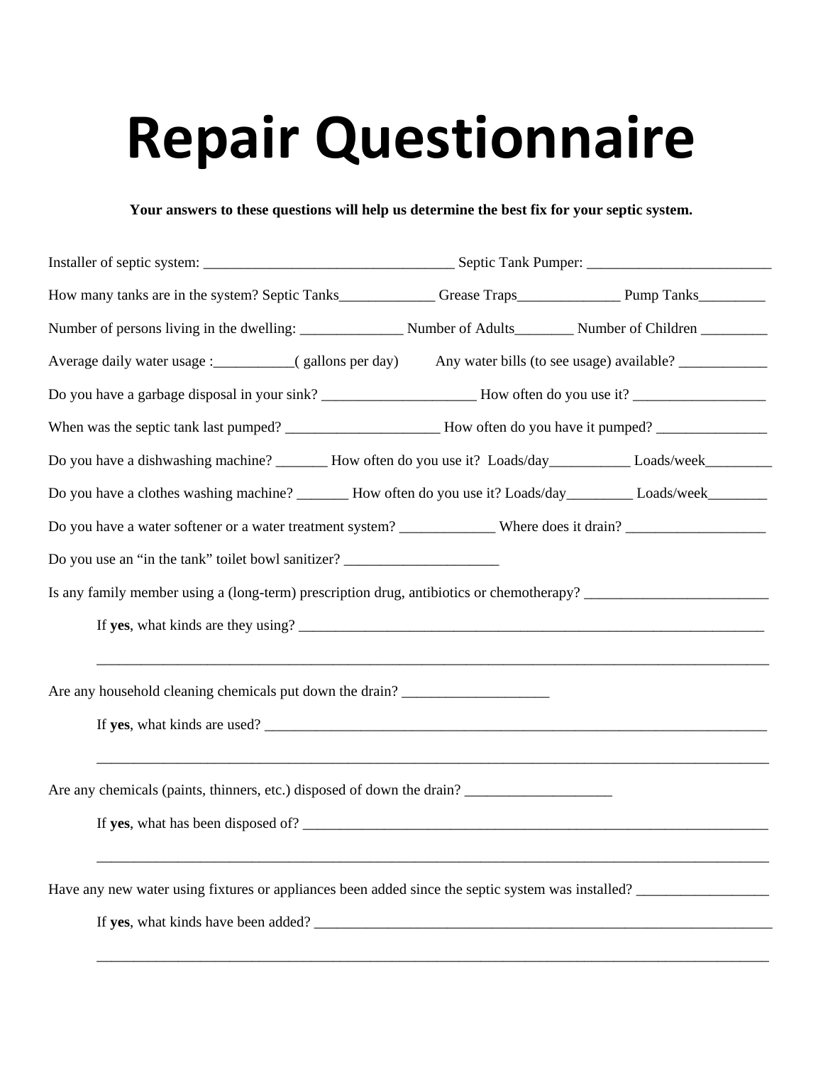# Repair Questionnaire

**Your answers to these questions will help us determine the best fix for your septic system.**

Installer of septic system: __________________________________ Septic Tank Pumper: _________________________

How many tanks are in the system? Septic Tanks_____________ Grease Traps______________ Pump Tanks_________

Number of persons living in the dwelling: ______________ Number of Adults________ Number of Children _________

Average daily water usage :___________( gallons per day)  Any water bills (to see usage) available? ____________

Do you have a garbage disposal in your sink? _____________________ How often do you use it? __________________

When was the septic tank last pumped? _____________________ How often do you have it pumped? _______________

Do you have a dishwashing machine? _______ How often do you use it? Loads/day___________ Loads/week_________

Do you have a clothes washing machine? _______ How often do you use it? Loads/day_________ Loads/week________

Do you have a water softener or a water treatment system? _____________ Where does it drain? ___________________

Do you use an "in the tank" toilet bowl sanitizer? _____________________

Is any family member using a (long-term) prescription drug, antibiotics or chemotherapy? _________________________

If **yes**, what kinds are they using? ___________________________________________________________________

______________________________________________________________________________________________

Are any household cleaning chemicals put down the drain? ____________________

If **yes**, what kinds are used? _______________________________________________________________________

______________________________________________________________________________________________

Are any chemicals (paints, thinners, etc.) disposed of down the drain? ____________________

If **yes**, what has been disposed of? __________________________________________________________________

______________________________________________________________________________________________

Have any new water using fixtures or appliances been added since the septic system was installed? __________________

If **yes**, what kinds have been added? _________________________________________________________________

______________________________________________________________________________________________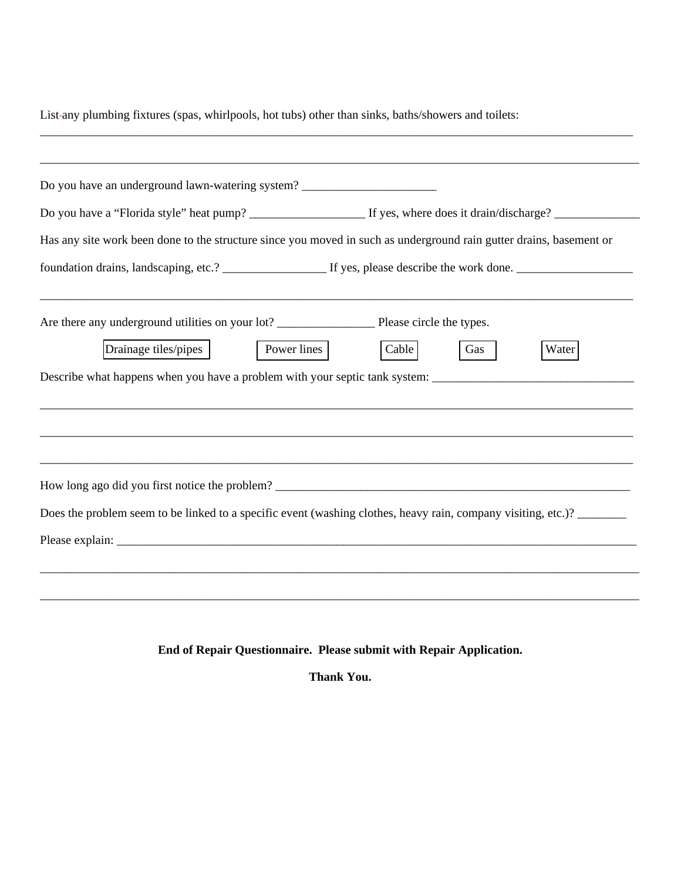List any plumbing fixtures (spas, whirlpools, hot tubs) other than sinks, baths/showers and toilets: 
___________________________________________________________________________________________

___________________________________________________________________________________________

Do you have an underground lawn-watering system? ______________________

Do you have a "Florida style" heat pump? ___________________ If yes, where does it drain/discharge? ______________

Has any site work been done to the structure since you moved in such as underground rain gutter drains, basement or foundation drains, landscaping, etc.? _________________ If yes, please describe the work done. ___________________

___________________________________________________________________________________________

Are there any underground utilities on your lot? ________________ Please circle the types.

Drainage tiles/pipes    Power lines    Cable    Gas    Water

Describe what happens when you have a problem with your septic tank system: _________________________________

___________________________________________________________________________________________

___________________________________________________________________________________________

___________________________________________________________________________________________

How long ago did you first notice the problem? _____________________________________________________________

Does the problem seem to be linked to a specific event (washing clothes, heavy rain, company visiting, etc.)? ________

Please explain: ____________________________________________________________________________________

___________________________________________________________________________________________

___________________________________________________________________________________________

**End of Repair Questionnaire. Please submit with Repair Application.**

**Thank You.**